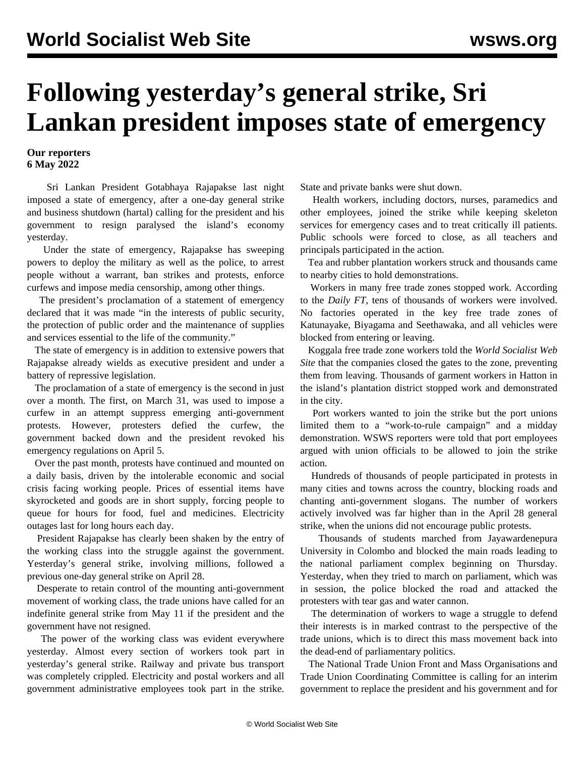# Following yesterday's general strike, Sri Lankan president imposes state of emergency

**Our reporters**
**6 May 2022**

Sri Lankan President Gotabhaya Rajapakse last night imposed a state of emergency, after a one-day general strike and business shutdown (hartal) calling for the president and his government to resign paralysed the island's economy yesterday.

Under the state of emergency, Rajapakse has sweeping powers to deploy the military as well as the police, to arrest people without a warrant, ban strikes and protests, enforce curfews and impose media censorship, among other things.

The president's proclamation of a statement of emergency declared that it was made "in the interests of public security, the protection of public order and the maintenance of supplies and services essential to the life of the community."

The state of emergency is in addition to extensive powers that Rajapakse already wields as executive president and under a battery of repressive legislation.

The proclamation of a state of emergency is the second in just over a month. The first, on March 31, was used to impose a curfew in an attempt suppress emerging anti-government protests. However, protesters defied the curfew, the government backed down and the president revoked his emergency regulations on April 5.

Over the past month, protests have continued and mounted on a daily basis, driven by the intolerable economic and social crisis facing working people. Prices of essential items have skyrocketed and goods are in short supply, forcing people to queue for hours for food, fuel and medicines. Electricity outages last for long hours each day.

President Rajapakse has clearly been shaken by the entry of the working class into the struggle against the government. Yesterday's general strike, involving millions, followed a previous one-day general strike on April 28.

Desperate to retain control of the mounting anti-government movement of working class, the trade unions have called for an indefinite general strike from May 11 if the president and the government have not resigned.

The power of the working class was evident everywhere yesterday. Almost every section of workers took part in yesterday's general strike. Railway and private bus transport was completely crippled. Electricity and postal workers and all government administrative employees took part in the strike. State and private banks were shut down.

Health workers, including doctors, nurses, paramedics and other employees, joined the strike while keeping skeleton services for emergency cases and to treat critically ill patients. Public schools were forced to close, as all teachers and principals participated in the action.

Tea and rubber plantation workers struck and thousands came to nearby cities to hold demonstrations.

Workers in many free trade zones stopped work. According to the *Daily FT*, tens of thousands of workers were involved. No factories operated in the key free trade zones of Katunayake, Biyagama and Seethawaka, and all vehicles were blocked from entering or leaving.

Koggala free trade zone workers told the *World Socialist Web Site* that the companies closed the gates to the zone, preventing them from leaving. Thousands of garment workers in Hatton in the island's plantation district stopped work and demonstrated in the city.

Port workers wanted to join the strike but the port unions limited them to a "work-to-rule campaign" and a midday demonstration. WSWS reporters were told that port employees argued with union officials to be allowed to join the strike action.

Hundreds of thousands of people participated in protests in many cities and towns across the country, blocking roads and chanting anti-government slogans. The number of workers actively involved was far higher than in the April 28 general strike, when the unions did not encourage public protests.

Thousands of students marched from Jayawardenepura University in Colombo and blocked the main roads leading to the national parliament complex beginning on Thursday. Yesterday, when they tried to march on parliament, which was in session, the police blocked the road and attacked the protesters with tear gas and water cannon.

The determination of workers to wage a struggle to defend their interests is in marked contrast to the perspective of the trade unions, which is to direct this mass movement back into the dead-end of parliamentary politics.

The National Trade Union Front and Mass Organisations and Trade Union Coordinating Committee is calling for an interim government to replace the president and his government and for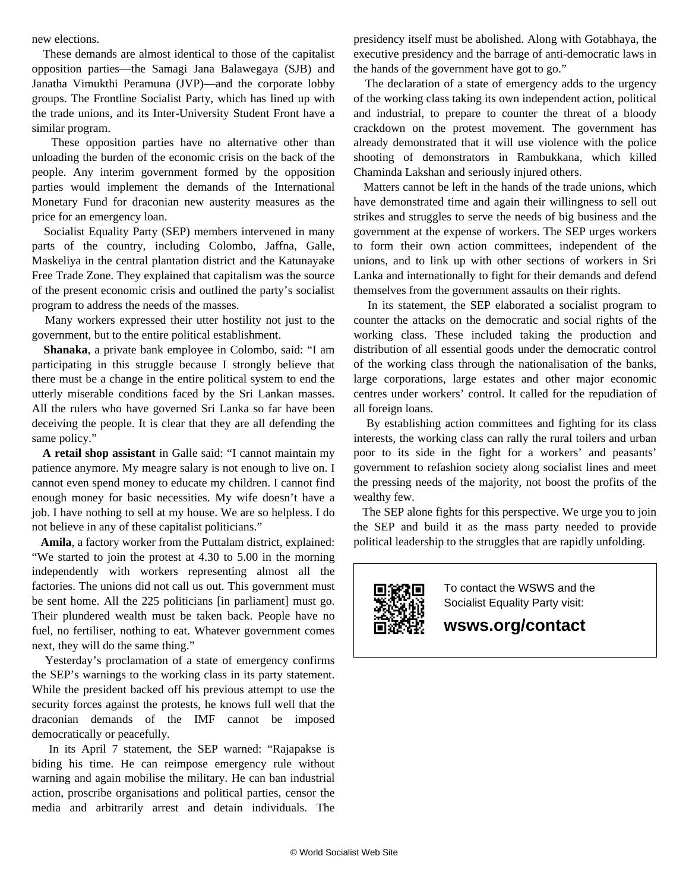new elections.

These demands are almost identical to those of the capitalist opposition parties—the Samagi Jana Balawegaya (SJB) and Janatha Vimukthi Peramuna (JVP)—and the corporate lobby groups. The Frontline Socialist Party, which has lined up with the trade unions, and its Inter-University Student Front have a similar program.

These opposition parties have no alternative other than unloading the burden of the economic crisis on the back of the people. Any interim government formed by the opposition parties would implement the demands of the International Monetary Fund for draconian new austerity measures as the price for an emergency loan.

Socialist Equality Party (SEP) members intervened in many parts of the country, including Colombo, Jaffna, Galle, Maskeliya in the central plantation district and the Katunayake Free Trade Zone. They explained that capitalism was the source of the present economic crisis and outlined the party's socialist program to address the needs of the masses.

Many workers expressed their utter hostility not just to the government, but to the entire political establishment.

**Shanaka**, a private bank employee in Colombo, said: "I am participating in this struggle because I strongly believe that there must be a change in the entire political system to end the utterly miserable conditions faced by the Sri Lankan masses. All the rulers who have governed Sri Lanka so far have been deceiving the people. It is clear that they are all defending the same policy."

**A retail shop assistant** in Galle said: "I cannot maintain my patience anymore. My meagre salary is not enough to live on. I cannot even spend money to educate my children. I cannot find enough money for basic necessities. My wife doesn't have a job. I have nothing to sell at my house. We are so helpless. I do not believe in any of these capitalist politicians."

**Amila**, a factory worker from the Puttalam district, explained: "We started to join the protest at 4.30 to 5.00 in the morning independently with workers representing almost all the factories. The unions did not call us out. This government must be sent home. All the 225 politicians [in parliament] must go. Their plundered wealth must be taken back. People have no fuel, no fertiliser, nothing to eat. Whatever government comes next, they will do the same thing."

Yesterday's proclamation of a state of emergency confirms the SEP's warnings to the working class in its party statement. While the president backed off his previous attempt to use the security forces against the protests, he knows full well that the draconian demands of the IMF cannot be imposed democratically or peacefully.

In its April 7 statement, the SEP warned: "Rajapakse is biding his time. He can reimpose emergency rule without warning and again mobilise the military. He can ban industrial action, proscribe organisations and political parties, censor the media and arbitrarily arrest and detain individuals. The presidency itself must be abolished. Along with Gotabhaya, the executive presidency and the barrage of anti-democratic laws in the hands of the government have got to go."

The declaration of a state of emergency adds to the urgency of the working class taking its own independent action, political and industrial, to prepare to counter the threat of a bloody crackdown on the protest movement. The government has already demonstrated that it will use violence with the police shooting of demonstrators in Rambukkana, which killed Chaminda Lakshan and seriously injured others.

Matters cannot be left in the hands of the trade unions, which have demonstrated time and again their willingness to sell out strikes and struggles to serve the needs of big business and the government at the expense of workers. The SEP urges workers to form their own action committees, independent of the unions, and to link up with other sections of workers in Sri Lanka and internationally to fight for their demands and defend themselves from the government assaults on their rights.

In its statement, the SEP elaborated a socialist program to counter the attacks on the democratic and social rights of the working class. These included taking the production and distribution of all essential goods under the democratic control of the working class through the nationalisation of the banks, large corporations, large estates and other major economic centres under workers' control. It called for the repudiation of all foreign loans.

By establishing action committees and fighting for its class interests, the working class can rally the rural toilers and urban poor to its side in the fight for a workers' and peasants' government to refashion society along socialist lines and meet the pressing needs of the majority, not boost the profits of the wealthy few.

The SEP alone fights for this perspective. We urge you to join the SEP and build it as the mass party needed to provide political leadership to the struggles that are rapidly unfolding.

To contact the WSWS and the Socialist Equality Party visit:

**wsws.org/contact**